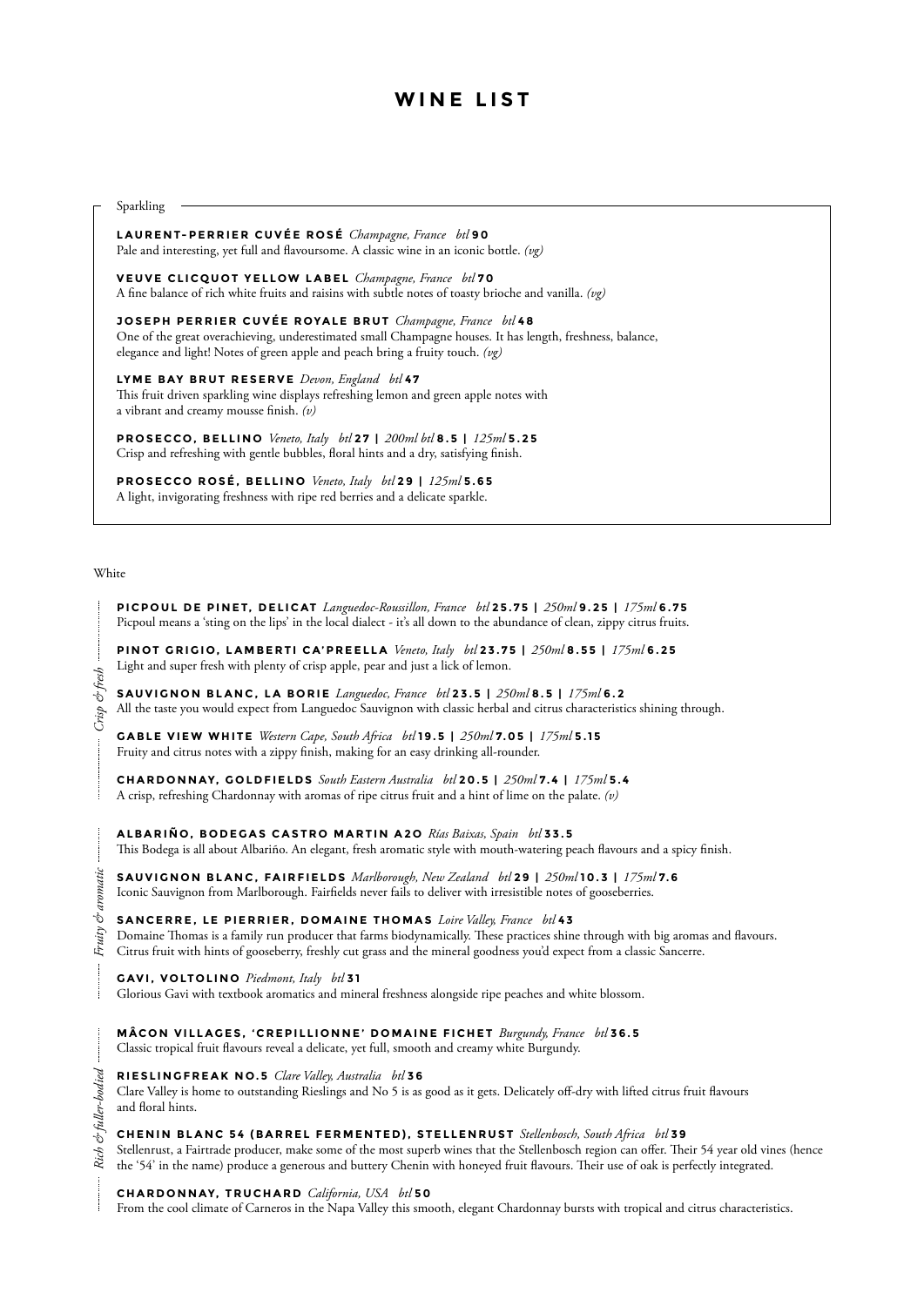# WINE LIST

## Sparkling

**LAURENT-PERRIER CUVÉE ROSÉ** *Champagne, France* *btl* **90**
Pale and interesting, yet full and flavoursome. A classic wine in an iconic bottle. *(vg)*

**VEUVE CLICQUOT YELLOW LABEL** *Champagne, France* *btl* **70**
A fine balance of rich white fruits and raisins with subtle notes of toasty brioche and vanilla. *(vg)*

**JOSEPH PERRIER CUVÉE ROYALE BRUT** *Champagne, France* *btl* **48**
One of the great overachieving, underestimated small Champagne houses. It has length, freshness, balance, elegance and light! Notes of green apple and peach bring a fruity touch. *(vg)*

**LYME BAY BRUT RESERVE** *Devon, England* *btl* **47**
This fruit driven sparkling wine displays refreshing lemon and green apple notes with a vibrant and creamy mousse finish. *(v)*

**PROSECCO, BELLINO** *Veneto, Italy* *btl* **27** | *200ml btl* **8.5** | *125ml* **5.25**
Crisp and refreshing with gentle bubbles, floral hints and a dry, satisfying finish.

**PROSECCO ROSÉ, BELLINO** *Veneto, Italy* *btl* **29** | *125ml* **5.65**
A light, invigorating freshness with ripe red berries and a delicate sparkle.

## White

### *Crisp & fresh*

**PICPOUL DE PINET, DELICAT** *Languedoc-Roussillon, France* *btl* **25.75** | *250ml* **9.25** | *175ml* **6.75**
Picpoul means a 'sting on the lips' in the local dialect - it's all down to the abundance of clean, zippy citrus fruits.

**PINOT GRIGIO, LAMBERTI CA'PREELLA** *Veneto, Italy* *btl* **23.75** | *250ml* **8.55** | *175ml* **6.25**
Light and super fresh with plenty of crisp apple, pear and just a lick of lemon.

**SAUVIGNON BLANC, LA BORIE** *Languedoc, France* *btl* **23.5** | *250ml* **8.5** | *175ml* **6.2**
All the taste you would expect from Languedoc Sauvignon with classic herbal and citrus characteristics shining through.

**GABLE VIEW WHITE** *Western Cape, South Africa* *btl* **19.5** | *250ml* **7.05** | *175ml* **5.15**
Fruity and citrus notes with a zippy finish, making for an easy drinking all-rounder.

**CHARDONNAY, GOLDFIELDS** *South Eastern Australia* *btl* **20.5** | *250ml* **7.4** | *175ml* **5.4**
A crisp, refreshing Chardonnay with aromas of ripe citrus fruit and a hint of lime on the palate. *(v)*

### *Fruity & aromatic*

**ALBARIÑO, BODEGAS CASTRO MARTIN A2O** *Rías Baixas, Spain* *btl* **33.5**
This Bodega is all about Albariño. An elegant, fresh aromatic style with mouth-watering peach flavours and a spicy finish.

**SAUVIGNON BLANC, FAIRFIELDS** *Marlborough, New Zealand* *btl* **29** | *250ml* **10.3** | *175ml* **7.6**
Iconic Sauvignon from Marlborough. Fairfields never fails to deliver with irresistible notes of gooseberries.

**SANCERRE, LE PIERRIER, DOMAINE THOMAS** *Loire Valley, France* *btl* **43**
Domaine Thomas is a family run producer that farms biodynamically. These practices shine through with big aromas and flavours. Citrus fruit with hints of gooseberry, freshly cut grass and the mineral goodness you'd expect from a classic Sancerre.

**GAVI, VOLTOLINO** *Piedmont, Italy* *btl* **31**
Glorious Gavi with textbook aromatics and mineral freshness alongside ripe peaches and white blossom.

### *Rich & fuller-bodied*

**MÂCON VILLAGES, 'CREPILLIONNE' DOMAINE FICHET** *Burgundy, France* *btl* **36.5**
Classic tropical fruit flavours reveal a delicate, yet full, smooth and creamy white Burgundy.

**RIESLINGFREAK NO.5** *Clare Valley, Australia* *btl* **36**
Clare Valley is home to outstanding Rieslings and No 5 is as good as it gets. Delicately off-dry with lifted citrus fruit flavours and floral hints.

**CHENIN BLANC 54 (BARREL FERMENTED), STELLENRUST** *Stellenbosch, South Africa* *btl* **39**
Stellenrust, a Fairtrade producer, make some of the most superb wines that the Stellenbosch region can offer. Their 54 year old vines (hence the '54' in the name) produce a generous and buttery Chenin with honeyed fruit flavours. Their use of oak is perfectly integrated.

**CHARDONNAY, TRUCHARD** *California, USA* *btl* **50**
From the cool climate of Carneros in the Napa Valley this smooth, elegant Chardonnay bursts with tropical and citrus characteristics.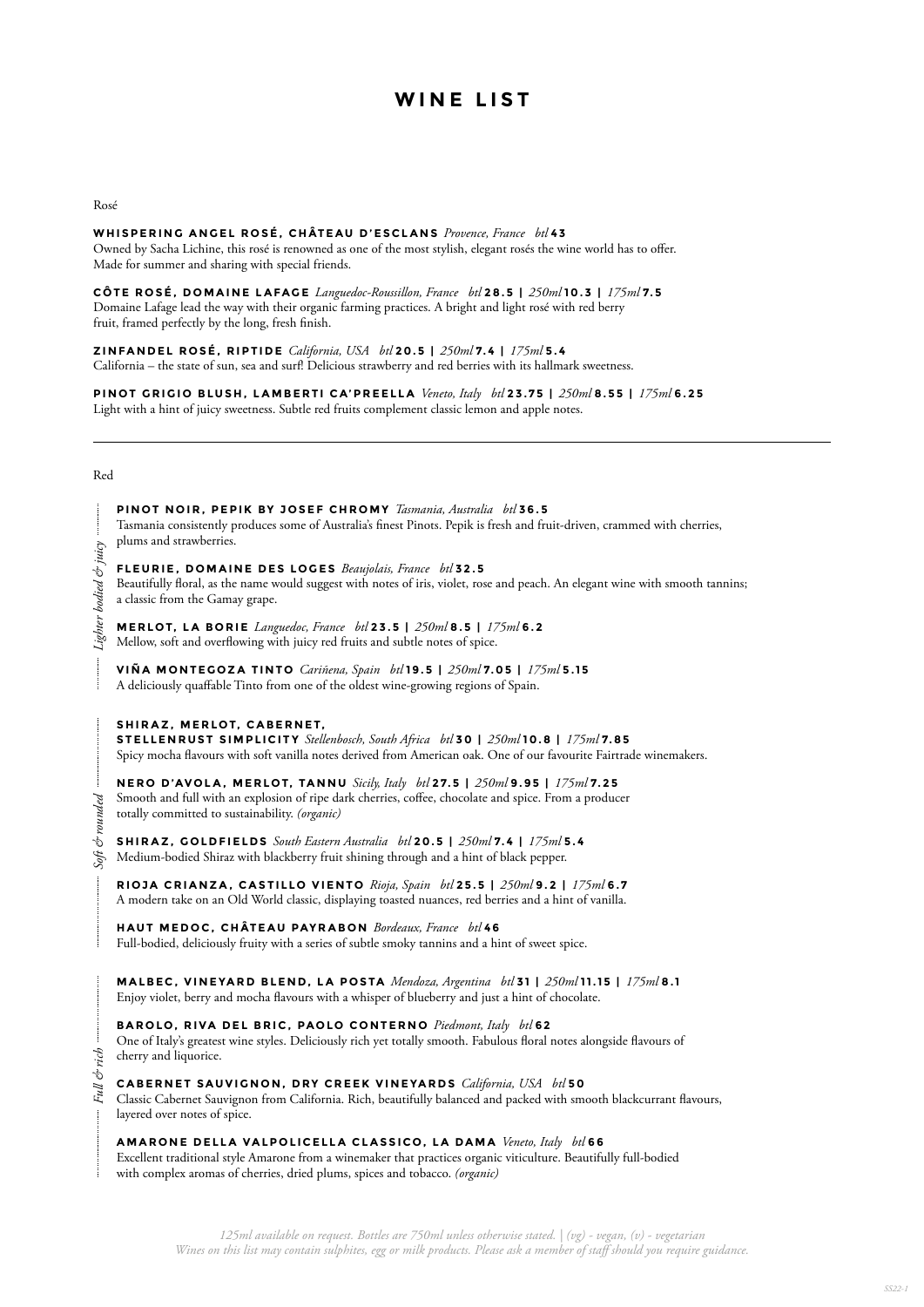# WINE LIST

## Rosé

**WHISPERING ANGEL ROSÉ, CHÂTEAU D'ESCLANS** *Provence, France btl* **43**
Owned by Sacha Lichine, this rosé is renowned as one of the most stylish, elegant rosés the wine world has to offer. Made for summer and sharing with special friends.

**CÔTE ROSÉ, DOMAINE LAFAGE** *Languedoc-Roussillon, France btl* **28.5** | *250ml* **10.3** | *175ml* **7.5**
Domaine Lafage lead the way with their organic farming practices. A bright and light rosé with red berry fruit, framed perfectly by the long, fresh finish.

**ZINFANDEL ROSÉ, RIPTIDE** *California, USA btl* **20.5** | *250ml* **7.4** | *175ml* **5.4**
California – the state of sun, sea and surf! Delicious strawberry and red berries with its hallmark sweetness.

**PINOT GRIGIO BLUSH, LAMBERTI CA'PREELLA** *Veneto, Italy btl* **23.75** | *250ml* **8.55** | *175ml* **6.25**
Light with a hint of juicy sweetness. Subtle red fruits complement classic lemon and apple notes.

---

## Red

### *Lighter bodied & juicy*

**PINOT NOIR, PEPIK BY JOSEF CHROMY** *Tasmania, Australia btl* **36.5**
Tasmania consistently produces some of Australia's finest Pinots. Pepik is fresh and fruit-driven, crammed with cherries, plums and strawberries.

**FLEURIE, DOMAINE DES LOGES** *Beaujolais, France btl* **32.5**
Beautifully floral, as the name would suggest with notes of iris, violet, rose and peach. An elegant wine with smooth tannins; a classic from the Gamay grape.

**MERLOT, LA BORIE** *Languedoc, France btl* **23.5** | *250ml* **8.5** | *175ml* **6.2**
Mellow, soft and overflowing with juicy red fruits and subtle notes of spice.

**VIÑA MONTEGOZA TINTO** *Cariñena, Spain btl* **19.5** | *250ml* **7.05** | *175ml* **5.15**
A deliciously quaffable Tinto from one of the oldest wine-growing regions of Spain.

### *Soft & rounded*

**SHIRAZ, MERLOT, CABERNET, STELLENRUST SIMPLICITY** *Stellenbosch, South Africa btl* **30** | *250ml* **10.8** | *175ml* **7.85**
Spicy mocha flavours with soft vanilla notes derived from American oak. One of our favourite Fairtrade winemakers.

**NERO D'AVOLA, MERLOT, TANNU** *Sicily, Italy btl* **27.5** | *250ml* **9.95** | *175ml* **7.25**
Smooth and full with an explosion of ripe dark cherries, coffee, chocolate and spice. From a producer totally committed to sustainability. *(organic)*

**SHIRAZ, GOLDFIELDS** *South Eastern Australia btl* **20.5** | *250ml* **7.4** | *175ml* **5.4**
Medium-bodied Shiraz with blackberry fruit shining through and a hint of black pepper.

**RIOJA CRIANZA, CASTILLO VIENTO** *Rioja, Spain btl* **25.5** | *250ml* **9.2** | *175ml* **6.7**
A modern take on an Old World classic, displaying toasted nuances, red berries and a hint of vanilla.

**HAUT MEDOC, CHÂTEAU PAYRABON** *Bordeaux, France btl* **46**
Full-bodied, deliciously fruity with a series of subtle smoky tannins and a hint of sweet spice.

### *Full & rich*

**MALBEC, VINEYARD BLEND, LA POSTA** *Mendoza, Argentina btl* **31** | *250ml* **11.15** | *175ml* **8.1**
Enjoy violet, berry and mocha flavours with a whisper of blueberry and just a hint of chocolate.

**BAROLO, RIVA DEL BRIC, PAOLO CONTERNO** *Piedmont, Italy btl* **62**
One of Italy's greatest wine styles. Deliciously rich yet totally smooth. Fabulous floral notes alongside flavours of cherry and liquorice.

**CABERNET SAUVIGNON, DRY CREEK VINEYARDS** *California, USA btl* **50**
Classic Cabernet Sauvignon from California. Rich, beautifully balanced and packed with smooth blackcurrant flavours, layered over notes of spice.

**AMARONE DELLA VALPOLICELLA CLASSICO, LA DAMA** *Veneto, Italy btl* **66**
Excellent traditional style Amarone from a winemaker that practices organic viticulture. Beautifully full-bodied with complex aromas of cherries, dried plums, spices and tobacco. *(organic)*

*125ml available on request. Bottles are 750ml unless otherwise stated. | (vg) - vegan, (v) - vegetarian*
*Wines on this list may contain sulphites, egg or milk products. Please ask a member of staff should you require guidance.*